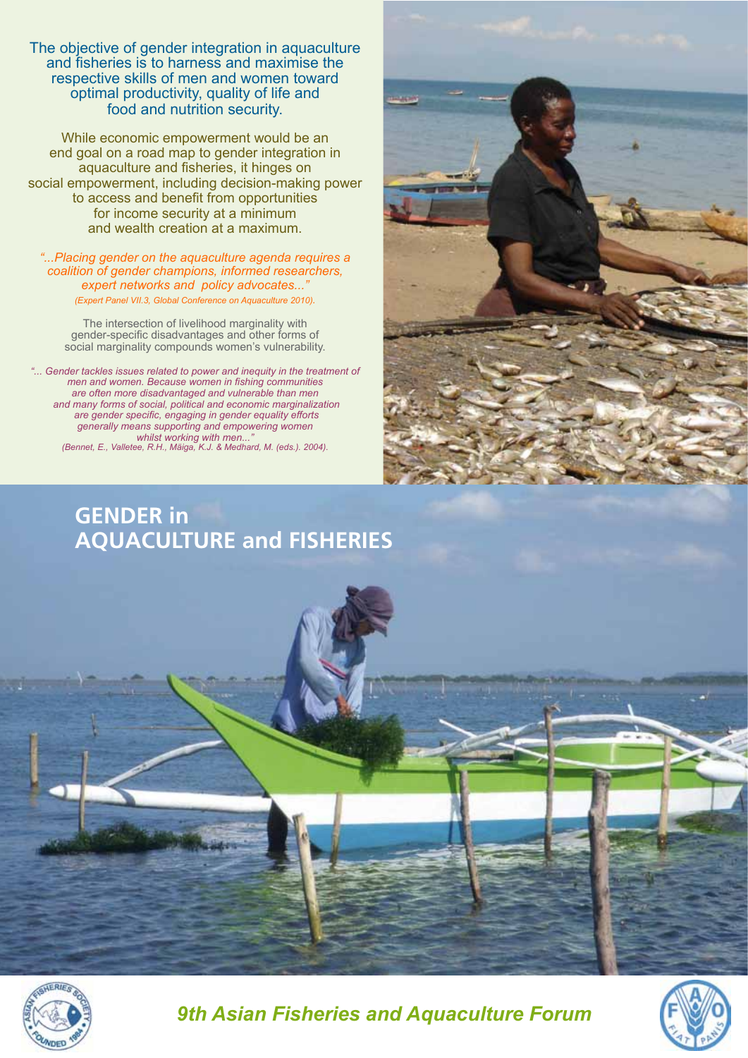The objective of gender integration in aquaculture and fisheries is to harness and maximise the respective skills of men and women toward optimal productivity, quality of life and food and nutrition security.

While economic empowerment would be an end goal on a road map to gender integration in aquaculture and fisheries, it hinges on social empowerment, including decision-making power to access and benefit from opportunities for income security at a minimum and wealth creation at a maximum.

*"...Placing gender on the aquaculture agenda requires a coalition of gender champions, informed researchers, expert networks and policy advocates..."*
*(Expert Panel VII.3, Global Conference on Aquaculture 2010).*

The intersection of livelihood marginality with gender-specific disadvantages and other forms of social marginality compounds women's vulnerability.

*"... Gender tackles issues related to power and inequity in the treatment of men and women. Because women in fishing communities are often more disadvantaged and vulnerable than men and many forms of social, political and economic marginalization are gender specific, engaging in gender equality efforts generally means supporting and empowering women whilst working with men..."*
*(Bennet, E., Valletee, R.H., Mäiga, K.J. & Medhard, M. (eds.). 2004).*

# GENDER in AQUACULTURE and FISHERIES

***9th Asian Fisheries and Aquaculture Forum***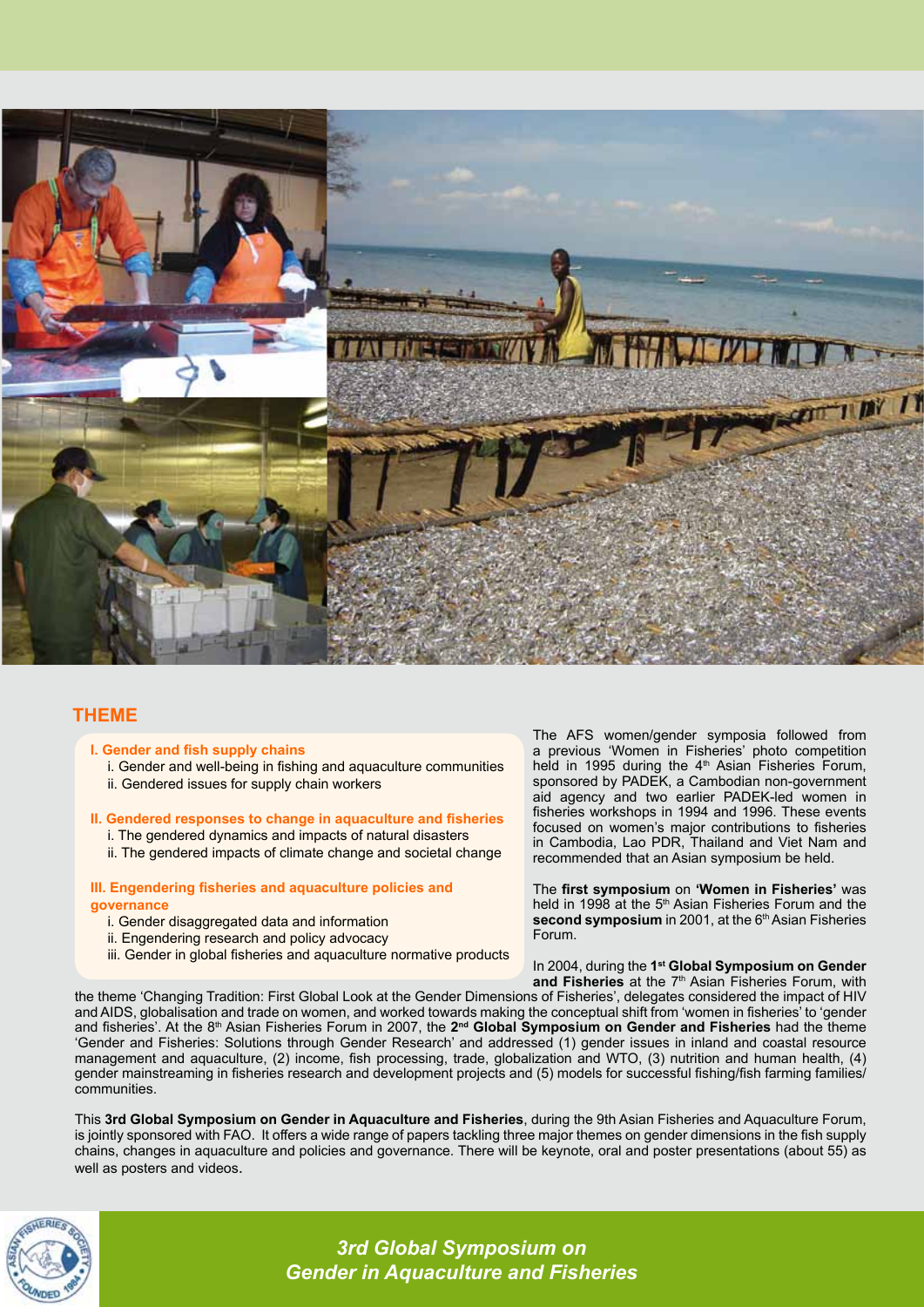## THEME

**I. Gender and fish supply chains**

- i. Gender and well-being in fishing and aquaculture communities
- ii. Gendered issues for supply chain workers

**II. Gendered responses to change in aquaculture and fisheries**

- i. The gendered dynamics and impacts of natural disasters
- ii. The gendered impacts of climate change and societal change

**III. Engendering fisheries and aquaculture policies and governance**

- i. Gender disaggregated data and information
- ii. Engendering research and policy advocacy
- iii. Gender in global fisheries and aquaculture normative products

The AFS women/gender symposia followed from a previous 'Women in Fisheries' photo competition held in 1995 during the 4th Asian Fisheries Forum, sponsored by PADEK, a Cambodian non-government aid agency and two earlier PADEK-led women in fisheries workshops in 1994 and 1996. These events focused on women's major contributions to fisheries in Cambodia, Lao PDR, Thailand and Viet Nam and recommended that an Asian symposium be held.

The **first symposium** on **'Women in Fisheries'** was held in 1998 at the 5th Asian Fisheries Forum and the **second symposium** in 2001, at the 6th Asian Fisheries Forum.

In 2004, during the **1st Global Symposium on Gender and Fisheries** at the 7th Asian Fisheries Forum, with the theme 'Changing Tradition: First Global Look at the Gender Dimensions of Fisheries', delegates considered the impact of HIV and AIDS, globalisation and trade on women, and worked towards making the conceptual shift from 'women in fisheries' to 'gender and fisheries'. At the 8th Asian Fisheries Forum in 2007, the **2nd Global Symposium on Gender and Fisheries** had the theme 'Gender and Fisheries: Solutions through Gender Research' and addressed (1) gender issues in inland and coastal resource management and aquaculture, (2) income, fish processing, trade, globalization and WTO, (3) nutrition and human health, (4) gender mainstreaming in fisheries research and development projects and (5) models for successful fishing/fish farming families/communities.

This **3rd Global Symposium on Gender in Aquaculture and Fisheries**, during the 9th Asian Fisheries and Aquaculture Forum, is jointly sponsored with FAO. It offers a wide range of papers tackling three major themes on gender dimensions in the fish supply chains, changes in aquaculture and policies and governance. There will be keynote, oral and poster presentations (about 55) as well as posters and videos.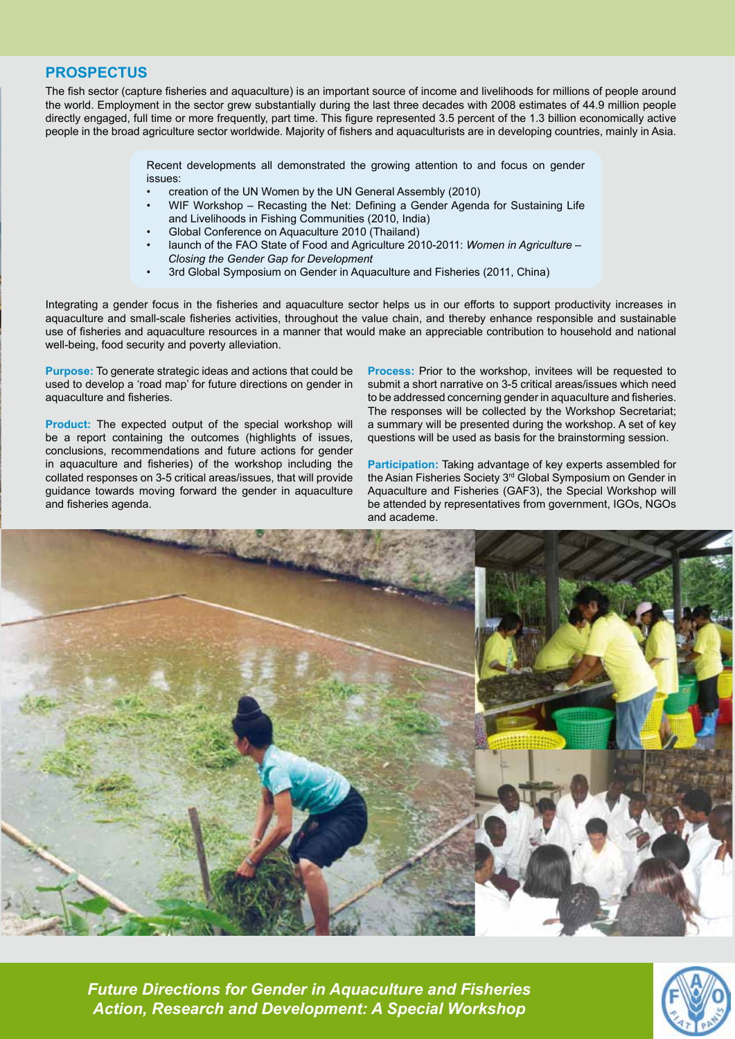## PROSPECTUS

The fish sector (capture fisheries and aquaculture) is an important source of income and livelihoods for millions of people around the world. Employment in the sector grew substantially during the last three decades with 2008 estimates of 44.9 million people directly engaged, full time or more frequently, part time. This figure represented 3.5 percent of the 1.3 billion economically active people in the broad agriculture sector worldwide. Majority of fishers and aquaculturists are in developing countries, mainly in Asia.

Recent developments all demonstrated the growing attention to and focus on gender issues:

- creation of the UN Women by the UN General Assembly (2010)
- WIF Workshop – Recasting the Net: Defining a Gender Agenda for Sustaining Life and Livelihoods in Fishing Communities (2010, India)
- Global Conference on Aquaculture 2010 (Thailand)
- launch of the FAO State of Food and Agriculture 2010-2011: *Women in Agriculture – Closing the Gender Gap for Development*
- 3rd Global Symposium on Gender in Aquaculture and Fisheries (2011, China)

Integrating a gender focus in the fisheries and aquaculture sector helps us in our efforts to support productivity increases in aquaculture and small-scale fisheries activities, throughout the value chain, and thereby enhance responsible and sustainable use of fisheries and aquaculture resources in a manner that would make an appreciable contribution to household and national well-being, food security and poverty alleviation.

**Purpose:** To generate strategic ideas and actions that could be used to develop a 'road map' for future directions on gender in aquaculture and fisheries.

**Product:** The expected output of the special workshop will be a report containing the outcomes (highlights of issues, conclusions, recommendations and future actions for gender in aquaculture and fisheries) of the workshop including the collated responses on 3-5 critical areas/issues, that will provide guidance towards moving forward the gender in aquaculture and fisheries agenda.

**Process:** Prior to the workshop, invitees will be requested to submit a short narrative on 3-5 critical areas/issues which need to be addressed concerning gender in aquaculture and fisheries. The responses will be collected by the Workshop Secretariat; a summary will be presented during the workshop. A set of key questions will be used as basis for the brainstorming session.

**Participation:** Taking advantage of key experts assembled for the Asian Fisheries Society 3rd Global Symposium on Gender in Aquaculture and Fisheries (GAF3), the Special Workshop will be attended by representatives from government, IGOs, NGOs and academe.

*Future Directions for Gender in Aquaculture and Fisheries Action, Research and Development: A Special Workshop*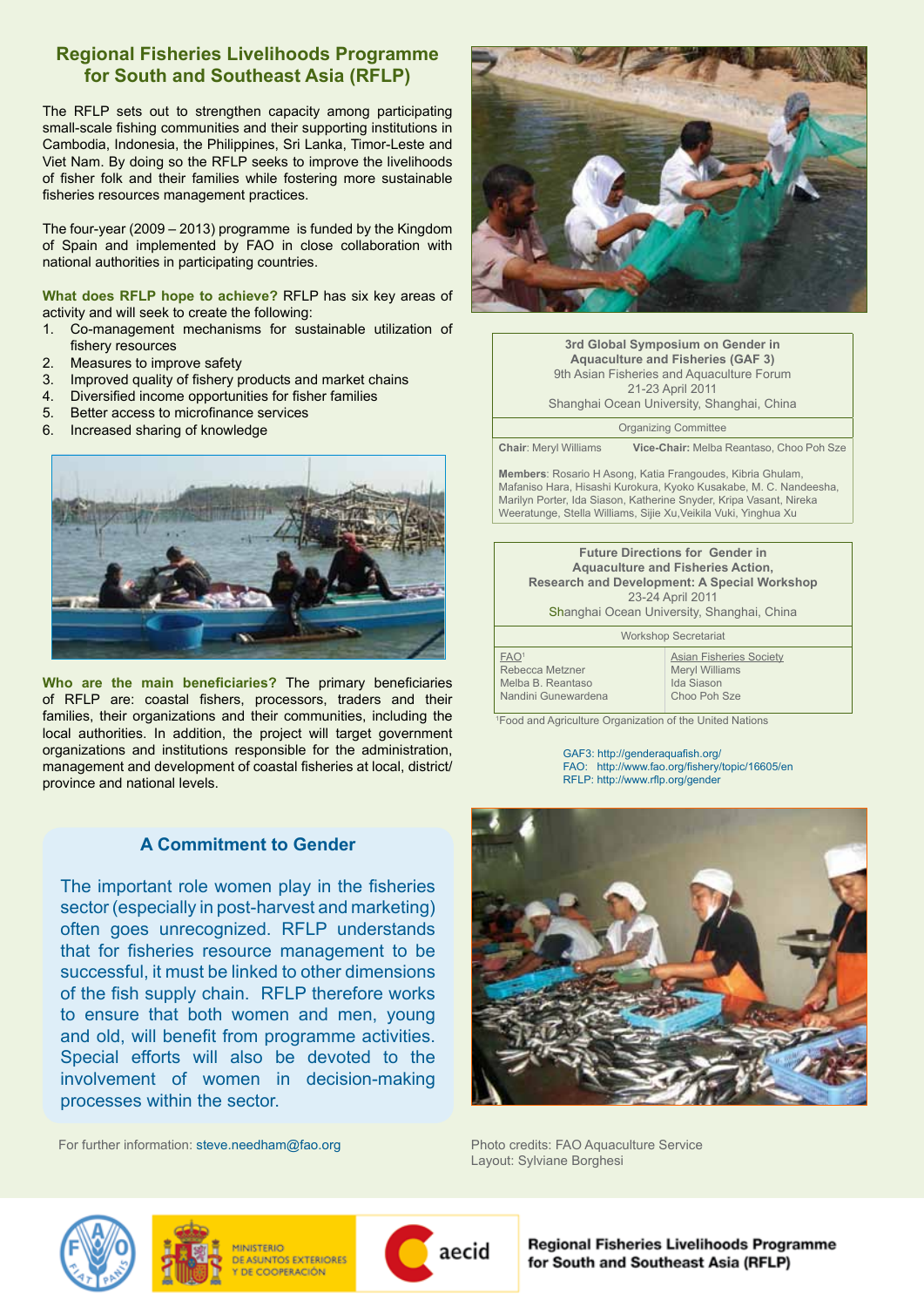## Regional Fisheries Livelihoods Programme for South and Southeast Asia (RFLP)

The RFLP sets out to strengthen capacity among participating small-scale fishing communities and their supporting institutions in Cambodia, Indonesia, the Philippines, Sri Lanka, Timor-Leste and Viet Nam. By doing so the RFLP seeks to improve the livelihoods of fisher folk and their families while fostering more sustainable fisheries resources management practices.

The four-year (2009 – 2013) programme is funded by the Kingdom of Spain and implemented by FAO in close collaboration with national authorities in participating countries.

**What does RFLP hope to achieve?** RFLP has six key areas of activity and will seek to create the following:

1. Co-management mechanisms for sustainable utilization of fishery resources
2. Measures to improve safety
3. Improved quality of fishery products and market chains
4. Diversified income opportunities for fisher families
5. Better access to microfinance services
6. Increased sharing of knowledge

**Who are the main beneficiaries?** The primary beneficiaries of RFLP are: coastal fishers, processors, traders and their families, their organizations and their communities, including the local authorities. In addition, the project will target government organizations and institutions responsible for the administration, management and development of coastal fisheries at local, district/ province and national levels.

### A Commitment to Gender

The important role women play in the fisheries sector (especially in post-harvest and marketing) often goes unrecognized. RFLP understands that for fisheries resource management to be successful, it must be linked to other dimensions of the fish supply chain. RFLP therefore works to ensure that both women and men, young and old, will benefit from programme activities. Special efforts will also be devoted to the involvement of women in decision-making processes within the sector.

For further information: steve.needham@fao.org

**3rd Global Symposium on Gender in Aquaculture and Fisheries (GAF 3)**
9th Asian Fisheries and Aquaculture Forum
21-23 April 2011
Shanghai Ocean University, Shanghai, China

Organizing Committee

**Chair**: Meryl Williams **Vice-Chair:** Melba Reantaso, Choo Poh Sze

**Members**: Rosario H Asong, Katia Frangoudes, Kibria Ghulam, Mafaniso Hara, Hisashi Kurokura, Kyoko Kusakabe, M. C. Nandeesha, Marilyn Porter, Ida Siason, Katherine Snyder, Kripa Vasant, Nireka Weeratunge, Stella Williams, Sijie Xu,Veikila Vuki, Yinghua Xu

**Future Directions for Gender in Aquaculture and Fisheries Action, Research and Development: A Special Workshop**
23-24 April 2011
Shanghai Ocean University, Shanghai, China

Workshop Secretariat

| FAO[1] | Asian Fisheries Society |
|---|---|
| Rebecca Metzner | Meryl Williams |
| Melba B. Reantaso | Ida Siason |
| Nandini Gunewardena | Choo Poh Sze |

[1]Food and Agriculture Organization of the United Nations

GAF3: http://genderaquafish.org/
FAO: http://www.fao.org/fishery/topic/16605/en
RFLP: http://www.rflp.org/gender

Photo credits: FAO Aquaculture Service
Layout: Sylviane Borghesi

MINISTERIO DE ASUNTOS EXTERIORES Y DE COOPERACIÓN

aecid

**Regional Fisheries Livelihoods Programme for South and Southeast Asia (RFLP)**